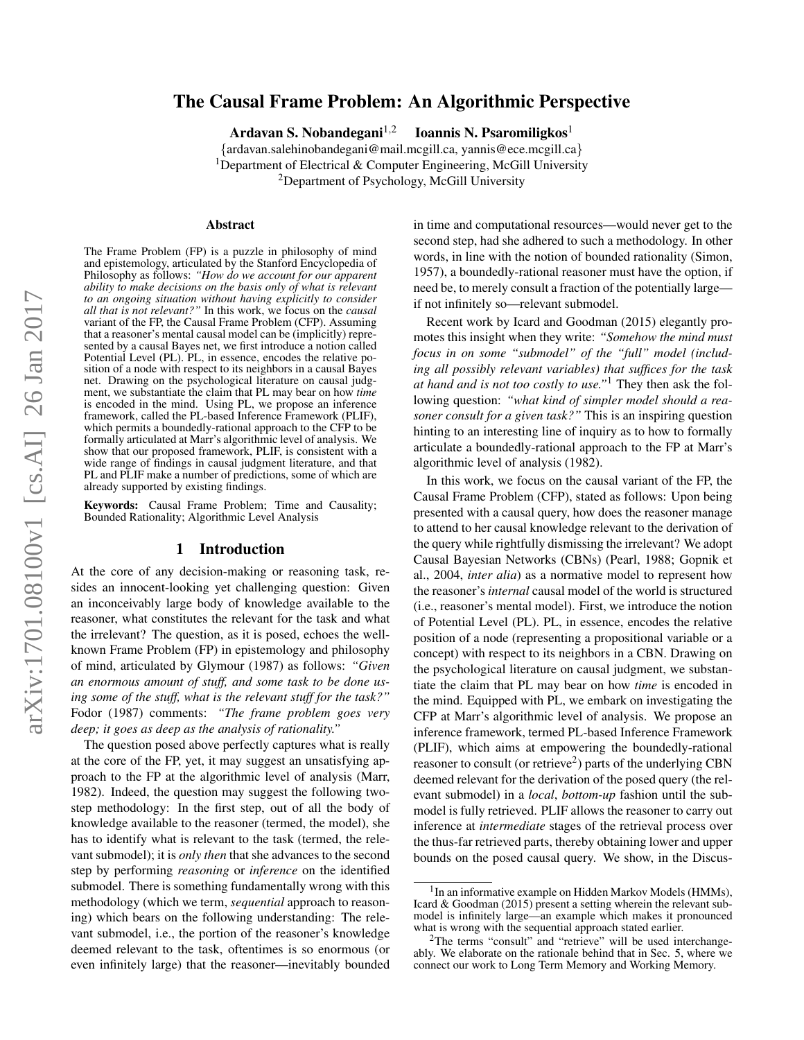# The Causal Frame Problem: An Algorithmic Perspective

**Ardavan S. Nobandegani**[1,2] **Ioannis N. Psaromiligkos**[1]

{ardavan.salehinobandegani@mail.mcgill.ca, yannis@ece.mcgill.ca}

[1]Department of Electrical & Computer Engineering, McGill University

[2]Department of Psychology, McGill University

## Abstract

The Frame Problem (FP) is a puzzle in philosophy of mind and epistemology, articulated by the Stanford Encyclopedia of Philosophy as follows: *"How do we account for our apparent ability to make decisions on the basis only of what is relevant to an ongoing situation without having explicitly to consider all that is not relevant?"* In this work, we focus on the *causal* variant of the FP, the Causal Frame Problem (CFP). Assuming that a reasoner's mental causal model can be (implicitly) represented by a causal Bayes net, we first introduce a notion called Potential Level (PL). PL, in essence, encodes the relative position of a node with respect to its neighbors in a causal Bayes net. Drawing on the psychological literature on causal judgment, we substantiate the claim that PL may bear on how *time* is encoded in the mind. Using PL, we propose an inference framework, called the PL-based Inference Framework (PLIF), which permits a boundedly-rational approach to the CFP to be formally articulated at Marr's algorithmic level of analysis. We show that our proposed framework, PLIF, is consistent with a wide range of findings in causal judgment literature, and that PL and PLIF make a number of predictions, some of which are already supported by existing findings.

**Keywords:** Causal Frame Problem; Time and Causality; Bounded Rationality; Algorithmic Level Analysis

## 1 Introduction

At the core of any decision-making or reasoning task, resides an innocent-looking yet challenging question: Given an inconceivably large body of knowledge available to the reasoner, what constitutes the relevant for the task and what the irrelevant? The question, as it is posed, echoes the well-known Frame Problem (FP) in epistemology and philosophy of mind, articulated by Glymour (1987) as follows: *"Given an enormous amount of stuff, and some task to be done using some of the stuff, what is the relevant stuff for the task?"* Fodor (1987) comments: *"The frame problem goes very deep; it goes as deep as the analysis of rationality."*

The question posed above perfectly captures what is really at the core of the FP, yet, it may suggest an unsatisfying approach to the FP at the algorithmic level of analysis (Marr, 1982). Indeed, the question may suggest the following two-step methodology: In the first step, out of all the body of knowledge available to the reasoner (termed, the model), she has to identify what is relevant to the task (termed, the relevant submodel); it is *only then* that she advances to the second step by performing *reasoning* or *inference* on the identified submodel. There is something fundamentally wrong with this methodology (which we term, *sequential* approach to reasoning) which bears on the following understanding: The relevant submodel, i.e., the portion of the reasoner's knowledge deemed relevant to the task, oftentimes is so enormous (or even infinitely large) that the reasoner—inevitably bounded in time and computational resources—would never get to the second step, had she adhered to such a methodology. In other words, in line with the notion of bounded rationality (Simon, 1957), a boundedly-rational reasoner must have the option, if need be, to merely consult a fraction of the potentially large—if not infinitely so—relevant submodel.

Recent work by Icard and Goodman (2015) elegantly promotes this insight when they write: *"Somehow the mind must focus in on some "submodel" of the "full" model (including all possibly relevant variables) that suffices for the task at hand and is not too costly to use."*[1] They then ask the following question: *"what kind of simpler model should a reasoner consult for a given task?"* This is an inspiring question hinting to an interesting line of inquiry as to how to formally articulate a boundedly-rational approach to the FP at Marr's algorithmic level of analysis (1982).

In this work, we focus on the causal variant of the FP, the Causal Frame Problem (CFP), stated as follows: Upon being presented with a causal query, how does the reasoner manage to attend to her causal knowledge relevant to the derivation of the query while rightfully dismissing the irrelevant? We adopt Causal Bayesian Networks (CBNs) (Pearl, 1988; Gopnik et al., 2004, *inter alia*) as a normative model to represent how the reasoner's *internal* causal model of the world is structured (i.e., reasoner's mental model). First, we introduce the notion of Potential Level (PL). PL, in essence, encodes the relative position of a node (representing a propositional variable or a concept) with respect to its neighbors in a CBN. Drawing on the psychological literature on causal judgment, we substantiate the claim that PL may bear on how *time* is encoded in the mind. Equipped with PL, we embark on investigating the CFP at Marr's algorithmic level of analysis. We propose an inference framework, termed PL-based Inference Framework (PLIF), which aims at empowering the boundedly-rational reasoner to consult (or retrieve[2]) parts of the underlying CBN deemed relevant for the derivation of the posed query (the relevant submodel) in a *local*, *bottom-up* fashion until the submodel is fully retrieved. PLIF allows the reasoner to carry out inference at *intermediate* stages of the retrieval process over the thus-far retrieved parts, thereby obtaining lower and upper bounds on the posed causal query. We show, in the Discus-

[1]In an informative example on Hidden Markov Models (HMMs), Icard & Goodman (2015) present a setting wherein the relevant submodel is infinitely large—an example which makes it pronounced what is wrong with the sequential approach stated earlier.

[2]The terms "consult" and "retrieve" will be used interchangeably. We elaborate on the rationale behind that in Sec. 5, where we connect our work to Long Term Memory and Working Memory.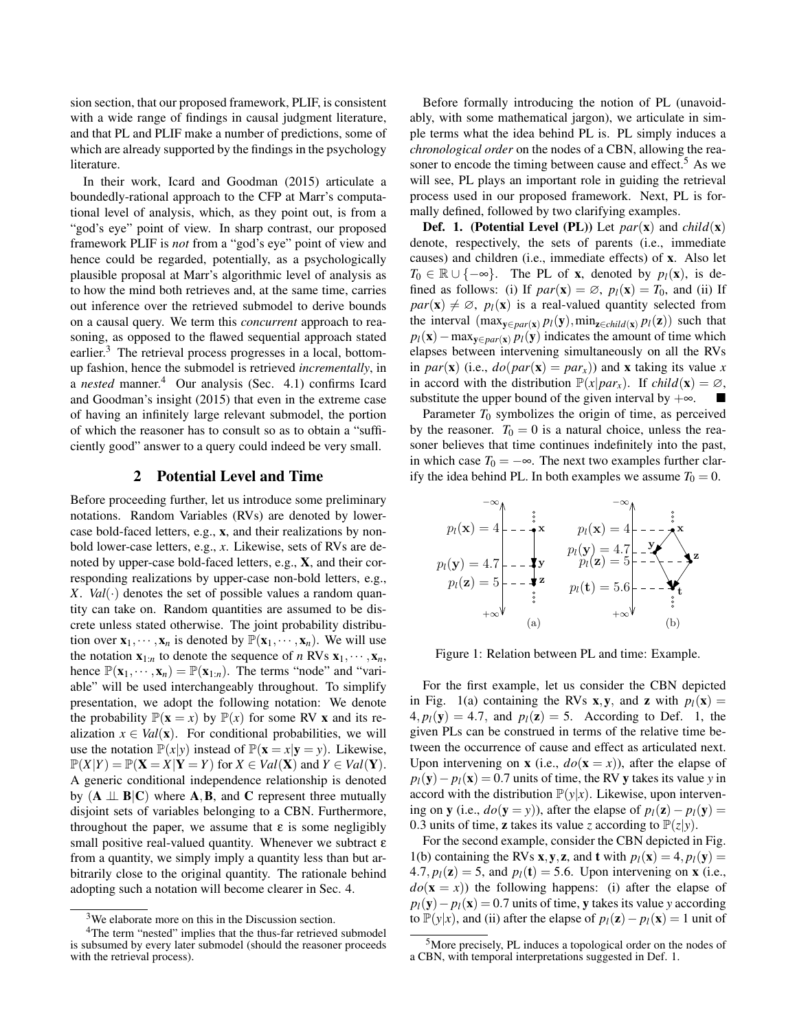sion section, that our proposed framework, PLIF, is consistent with a wide range of findings in causal judgment literature, and that PL and PLIF make a number of predictions, some of which are already supported by the findings in the psychology literature.

In their work, Icard and Goodman (2015) articulate a boundedly-rational approach to the CFP at Marr's computational level of analysis, which, as they point out, is from a "god's eye" point of view. In sharp contrast, our proposed framework PLIF is *not* from a "god's eye" point of view and hence could be regarded, potentially, as a psychologically plausible proposal at Marr's algorithmic level of analysis as to how the mind both retrieves and, at the same time, carries out inference over the retrieved submodel to derive bounds on a causal query. We term this *concurrent* approach to reasoning, as opposed to the flawed sequential approach stated earlier.[3] The retrieval process progresses in a local, bottom-up fashion, hence the submodel is retrieved *incrementally*, in a *nested* manner.[4] Our analysis (Sec. 4.1) confirms Icard and Goodman's insight (2015) that even in the extreme case of having an infinitely large relevant submodel, the portion of which the reasoner has to consult so as to obtain a "sufficiently good" answer to a query could indeed be very small.

## 2 Potential Level and Time

Before proceeding further, let us introduce some preliminary notations. Random Variables (RVs) are denoted by lower-case bold-faced letters, e.g., $\mathbf{x}$, and their realizations by non-bold lower-case letters, e.g., $x$. Likewise, sets of RVs are denoted by upper-case bold-faced letters, e.g., $\mathbf{X}$, and their corresponding realizations by upper-case non-bold letters, e.g., $X$. $Val(\cdot)$ denotes the set of possible values a random quantity can take on. Random quantities are assumed to be discrete unless stated otherwise. The joint probability distribution over $\mathbf{x}_1, \cdots, \mathbf{x}_n$ is denoted by $\mathbb{P}(\mathbf{x}_1, \cdots, \mathbf{x}_n)$. We will use the notation $\mathbf{x}_{1:n}$ to denote the sequence of $n$ RVs $\mathbf{x}_1, \cdots, \mathbf{x}_n$, hence $\mathbb{P}(\mathbf{x}_1, \cdots, \mathbf{x}_n) = \mathbb{P}(\mathbf{x}_{1:n})$. The terms "node" and "variable" will be used interchangeably throughout. To simplify presentation, we adopt the following notation: We denote the probability $\mathbb{P}(\mathbf{x} = x)$ by $\mathbb{P}(x)$ for some RV $\mathbf{x}$ and its realization $x \in Val(\mathbf{x})$. For conditional probabilities, we will use the notation $\mathbb{P}(x|y)$ instead of $\mathbb{P}(\mathbf{x} = x|\mathbf{y} = y)$. Likewise, $\mathbb{P}(X|Y) = \mathbb{P}(\mathbf{X} = X|\mathbf{Y} = Y)$ for $X \in Val(\mathbf{X})$ and $Y \in Val(\mathbf{Y})$. A generic conditional independence relationship is denoted by $(\mathbf{A} \perp\!\!\!\perp \mathbf{B}|\mathbf{C})$ where $\mathbf{A}, \mathbf{B}$, and $\mathbf{C}$ represent three mutually disjoint sets of variables belonging to a CBN. Furthermore, throughout the paper, we assume that $\varepsilon$ is some negligibly small positive real-valued quantity. Whenever we subtract $\varepsilon$ from a quantity, we simply imply a quantity less than but arbitrarily close to the original quantity. The rationale behind adopting such a notation will become clearer in Sec. 4.

[3] We elaborate more on this in the Discussion section.

[4] The term "nested" implies that the thus-far retrieved submodel is subsumed by every later submodel (should the reasoner proceeds with the retrieval process).

Before formally introducing the notion of PL (unavoidably, with some mathematical jargon), we articulate in simple terms what the idea behind PL is. PL simply induces a *chronological order* on the nodes of a CBN, allowing the reasoner to encode the timing between cause and effect.[5] As we will see, PL plays an important role in guiding the retrieval process used in our proposed framework. Next, PL is formally defined, followed by two clarifying examples.

**Def. 1. (Potential Level (PL))** Let $par(\mathbf{x})$ and $child(\mathbf{x})$ denote, respectively, the sets of parents (i.e., immediate causes) and children (i.e., immediate effects) of $\mathbf{x}$. Also let $T_0 \in \mathbb{R} \cup \{-\infty\}$. The PL of $\mathbf{x}$, denoted by $p_l(\mathbf{x})$, is defined as follows: (i) If $par(\mathbf{x}) = \varnothing$, $p_l(\mathbf{x}) = T_0$, and (ii) If $par(\mathbf{x}) \neq \varnothing$, $p_l(\mathbf{x})$ is a real-valued quantity selected from the interval $(\max_{\mathbf{y} \in par(\mathbf{x})} p_l(\mathbf{y}), \min_{\mathbf{z} \in child(\mathbf{x})} p_l(\mathbf{z}))$ such that $p_l(\mathbf{x}) - \max_{\mathbf{y} \in par(\mathbf{x})} p_l(\mathbf{y})$ indicates the amount of time which elapses between intervening simultaneously on all the RVs in $par(\mathbf{x})$ (i.e., $do(par(\mathbf{x}) = par_x)$) and $\mathbf{x}$ taking its value $x$ in accord with the distribution $\mathbb{P}(x|par_x)$. If $child(\mathbf{x}) = \varnothing$, substitute the upper bound of the given interval by $+\infty$. ■

Parameter $T_0$ symbolizes the origin of time, as perceived by the reasoner. $T_0 = 0$ is a natural choice, unless the reasoner believes that time continues indefinitely into the past, in which case $T_0 = -\infty$. The next two examples further clarify the idea behind PL. In both examples we assume $T_0 = 0$.

Figure 1: Relation between PL and time: Example.

For the first example, let us consider the CBN depicted in Fig. 1(a) containing the RVs $\mathbf{x}, \mathbf{y}$, and $\mathbf{z}$ with $p_l(\mathbf{x}) = 4, p_l(\mathbf{y}) = 4.7$, and $p_l(\mathbf{z}) = 5$. According to Def. 1, the given PLs can be construed in terms of the relative time between the occurrence of cause and effect as articulated next. Upon intervening on $\mathbf{x}$ (i.e., $do(\mathbf{x} = x)$), after the elapse of $p_l(\mathbf{y}) - p_l(\mathbf{x}) = 0.7$ units of time, the RV $\mathbf{y}$ takes its value $y$ in accord with the distribution $\mathbb{P}(y|x)$. Likewise, upon intervening on $\mathbf{y}$ (i.e., $do(\mathbf{y} = y)$), after the elapse of $p_l(\mathbf{z}) - p_l(\mathbf{y}) = 0.3$ units of time, $\mathbf{z}$ takes its value $z$ according to $\mathbb{P}(z|y)$.

For the second example, consider the CBN depicted in Fig. 1(b) containing the RVs $\mathbf{x}, \mathbf{y}, \mathbf{z}$, and $\mathbf{t}$ with $p_l(\mathbf{x}) = 4, p_l(\mathbf{y}) = 4.7, p_l(\mathbf{z}) = 5$, and $p_l(\mathbf{t}) = 5.6$. Upon intervening on $\mathbf{x}$ (i.e., $do(\mathbf{x} = x)$) the following happens: (i) after the elapse of $p_l(\mathbf{y}) - p_l(\mathbf{x}) = 0.7$ units of time, $\mathbf{y}$ takes its value $y$ according to $\mathbb{P}(y|x)$, and (ii) after the elapse of $p_l(\mathbf{z}) - p_l(\mathbf{x}) = 1$ unit of

[5] More precisely, PL induces a topological order on the nodes of a CBN, with temporal interpretations suggested in Def. 1.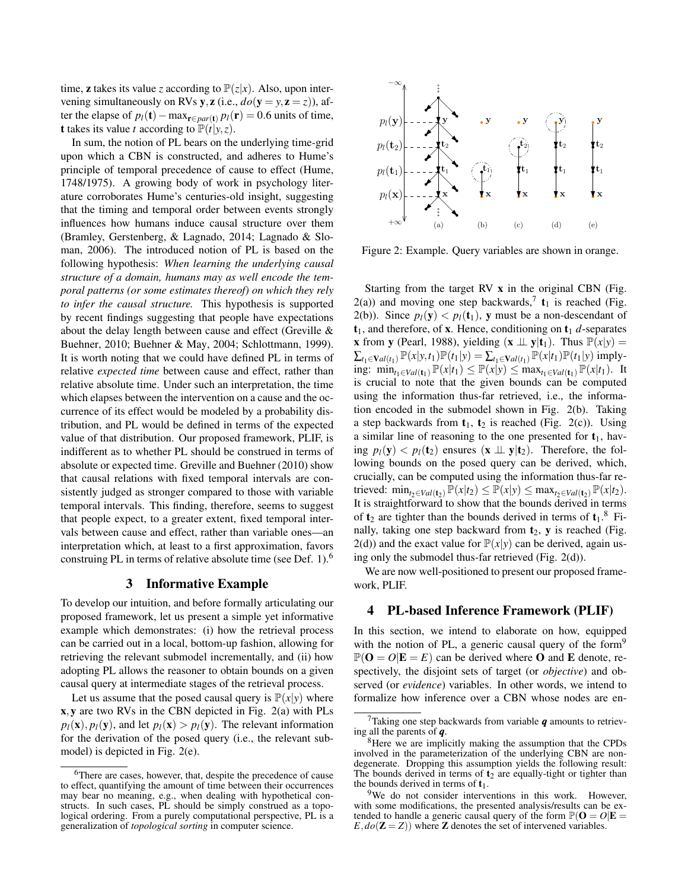time, $\mathbf{z}$ takes its value $z$ according to $\mathbb{P}(z|x)$. Also, upon intervening simultaneously on RVs $\mathbf{y}, \mathbf{z}$ (i.e., $do(\mathbf{y} = y, \mathbf{z} = z)$), after the elapse of $p_l(\mathbf{t}) - \max_{\mathbf{r} \in par(\mathbf{t})} p_l(\mathbf{r}) = 0.6$ units of time, $\mathbf{t}$ takes its value $t$ according to $\mathbb{P}(t|y,z)$.

In sum, the notion of PL bears on the underlying time-grid upon which a CBN is constructed, and adheres to Hume's principle of temporal precedence of cause to effect (Hume, 1748/1975). A growing body of work in psychology literature corroborates Hume's centuries-old insight, suggesting that the timing and temporal order between events strongly influences how humans induce causal structure over them (Bramley, Gerstenberg, & Lagnado, 2014; Lagnado & Sloman, 2006). The introduced notion of PL is based on the following hypothesis: *When learning the underlying causal structure of a domain, humans may as well encode the temporal patterns (or some estimates thereof) on which they rely to infer the causal structure.* This hypothesis is supported by recent findings suggesting that people have expectations about the delay length between cause and effect (Greville & Buehner, 2010; Buehner & May, 2004; Schlottmann, 1999). It is worth noting that we could have defined PL in terms of relative *expected time* between cause and effect, rather than relative absolute time. Under such an interpretation, the time which elapses between the intervention on a cause and the occurrence of its effect would be modeled by a probability distribution, and PL would be defined in terms of the expected value of that distribution. Our proposed framework, PLIF, is indifferent as to whether PL should be construed in terms of absolute or expected time. Greville and Buehner (2010) show that causal relations with fixed temporal intervals are consistently judged as stronger compared to those with variable temporal intervals. This finding, therefore, seems to suggest that people expect, to a greater extent, fixed temporal intervals between cause and effect, rather than variable ones—an interpretation which, at least to a first approximation, favors construing PL in terms of relative absolute time (see Def. 1).[6]

## 3 Informative Example

To develop our intuition, and before formally articulating our proposed framework, let us present a simple yet informative example which demonstrates: (i) how the retrieval process can be carried out in a local, bottom-up fashion, allowing for retrieving the relevant submodel incrementally, and (ii) how adopting PL allows the reasoner to obtain bounds on a given causal query at intermediate stages of the retrieval process.

Let us assume that the posed causal query is $\mathbb{P}(x|y)$ where $\mathbf{x}, \mathbf{y}$ are two RVs in the CBN depicted in Fig. 2(a) with PLs $p_l(\mathbf{x}), p_l(\mathbf{y})$, and let $p_l(\mathbf{x}) > p_l(\mathbf{y})$. The relevant information for the derivation of the posed query (i.e., the relevant submodel) is depicted in Fig. 2(e).

Figure 2: Example. Query variables are shown in orange.

Starting from the target RV $\mathbf{x}$ in the original CBN (Fig. 2(a)) and moving one step backwards,[7] $\mathbf{t}_1$ is reached (Fig. 2(b)). Since $p_l(\mathbf{y}) < p_l(\mathbf{t}_1)$, $\mathbf{y}$ must be a non-descendant of $\mathbf{t}_1$, and therefore, of $\mathbf{x}$. Hence, conditioning on $\mathbf{t}_1$ $d$-separates $\mathbf{x}$ from $\mathbf{y}$ (Pearl, 1988), yielding $(\mathbf{x} \perp\!\!\!\perp \mathbf{y}|\mathbf{t}_1)$. Thus $\mathbb{P}(x|y) = \sum_{t_1 \in \mathbf{V}al(t_1)} \mathbb{P}(x|y,t_1)\mathbb{P}(t_1|y) = \sum_{t_1 \in \mathbf{V}al(t_1)} \mathbb{P}(x|t_1)\mathbb{P}(t_1|y)$ implying: $\min_{t_1 \in Val(\mathbf{t}_1)} \mathbb{P}(x|t_1) \leq \mathbb{P}(x|y) \leq \max_{t_1 \in Val(\mathbf{t}_1)} \mathbb{P}(x|t_1)$. It is crucial to note that the given bounds can be computed using the information thus-far retrieved, i.e., the information encoded in the submodel shown in Fig. 2(b). Taking a step backwards from $\mathbf{t}_1$, $\mathbf{t}_2$ is reached (Fig. 2(c)). Using a similar line of reasoning to the one presented for $\mathbf{t}_1$, having $p_l(\mathbf{y}) < p_l(\mathbf{t}_2)$ ensures $(\mathbf{x} \perp\!\!\!\perp \mathbf{y}|\mathbf{t}_2)$. Therefore, the following bounds on the posed query can be derived, which, crucially, can be computed using the information thus-far retrieved: $\min_{t_2 \in Val(\mathbf{t}_2)} \mathbb{P}(x|t_2) \leq \mathbb{P}(x|y) \leq \max_{t_2 \in Val(\mathbf{t}_2)} \mathbb{P}(x|t_2)$. It is straightforward to show that the bounds derived in terms of $\mathbf{t}_2$ are tighter than the bounds derived in terms of $\mathbf{t}_1$.[8] Finally, taking one step backward from $\mathbf{t}_2$, $\mathbf{y}$ is reached (Fig. 2(d)) and the exact value for $\mathbb{P}(x|y)$ can be derived, again using only the submodel thus-far retrieved (Fig. 2(d)).

We are now well-positioned to present our proposed framework, PLIF.

## 4 PL-based Inference Framework (PLIF)

In this section, we intend to elaborate on how, equipped with the notion of PL, a generic causal query of the form[9] $\mathbb{P}(\mathbf{O} = O|\mathbf{E} = E)$ can be derived where $\mathbf{O}$ and $\mathbf{E}$ denote, respectively, the disjoint sets of target (or *objective*) and observed (or *evidence*) variables. In other words, we intend to formalize how inference over a CBN whose nodes are en-

[6] There are cases, however, that, despite the precedence of cause to effect, quantifying the amount of time between their occurrences may bear no meaning, e.g., when dealing with hypothetical constructs. In such cases, PL should be simply construed as a topological ordering. From a purely computational perspective, PL is a generalization of *topological sorting* in computer science.

[7] Taking one step backwards from variable $\boldsymbol{q}$ amounts to retrieving all the parents of $\boldsymbol{q}$.

[8] Here we are implicitly making the assumption that the CPDs involved in the parameterization of the underlying CBN are non-degenerate. Dropping this assumption yields the following result: The bounds derived in terms of $\mathbf{t}_2$ are equally-tight or tighter than the bounds derived in terms of $\mathbf{t}_1$.

[9] We do not consider interventions in this work. However, with some modifications, the presented analysis/results can be extended to handle a generic causal query of the form $\mathbb{P}(\mathbf{O} = O|\mathbf{E} = E, do(\mathbf{Z} = Z))$ where $\mathbf{Z}$ denotes the set of intervened variables.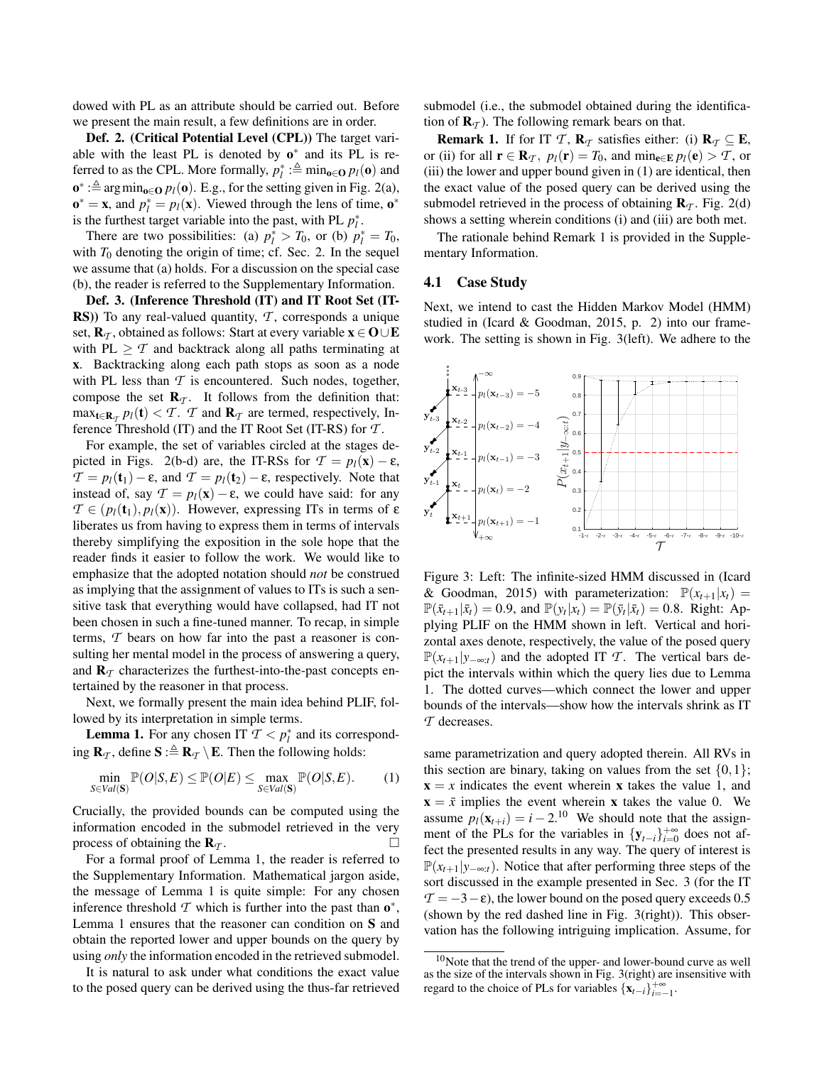dowed with PL as an attribute should be carried out. Before we present the main result, a few definitions are in order.

**Def. 2. (Critical Potential Level (CPL))** The target variable with the least PL is denoted by $\mathbf{o}^*$ and its PL is referred to as the CPL. More formally, $p_l^* :\triangleq \min_{\mathbf{o}\in\mathbf{O}} p_l(\mathbf{o})$ and $\mathbf{o}^* :\triangleq \arg\min_{\mathbf{o}\in\mathbf{O}} p_l(\mathbf{o})$. E.g., for the setting given in Fig. 2(a), $\mathbf{o}^* = \mathbf{x}$, and $p_l^* = p_l(\mathbf{x})$. Viewed through the lens of time, $\mathbf{o}^*$ is the furthest target variable into the past, with PL $p_l^*$.

There are two possibilities: (a) $p_l^* > T_0$, or (b) $p_l^* = T_0$, with $T_0$ denoting the origin of time; cf. Sec. 2. In the sequel we assume that (a) holds. For a discussion on the special case (b), the reader is referred to the Supplementary Information.

**Def. 3. (Inference Threshold (IT) and IT Root Set (IT-RS))** To any real-valued quantity, $\mathcal{T}$, corresponds a unique set, $\mathbf{R}_\mathcal{T}$, obtained as follows: Start at every variable $\mathbf{x} \in \mathbf{O} \cup \mathbf{E}$ with PL $\geq \mathcal{T}$ and backtrack along all paths terminating at $\mathbf{x}$. Backtracking along each path stops as soon as a node with PL less than $\mathcal{T}$ is encountered. Such nodes, together, compose the set $\mathbf{R}_\mathcal{T}$. It follows from the definition that: $\max_{\mathbf{t}\in\mathbf{R}_\mathcal{T}} p_l(\mathbf{t}) < \mathcal{T}$. $\mathcal{T}$ and $\mathbf{R}_\mathcal{T}$ are termed, respectively, Inference Threshold (IT) and the IT Root Set (IT-RS) for $\mathcal{T}$.

For example, the set of variables circled at the stages depicted in Figs. 2(b-d) are, the IT-RSs for $\mathcal{T} = p_l(\mathbf{x}) - \varepsilon$, $\mathcal{T} = p_l(\mathbf{t}_1) - \varepsilon$, and $\mathcal{T} = p_l(\mathbf{t}_2) - \varepsilon$, respectively. Note that instead of, say $\mathcal{T} = p_l(\mathbf{x}) - \varepsilon$, we could have said: for any $\mathcal{T} \in (p_l(\mathbf{t}_1), p_l(\mathbf{x}))$. However, expressing ITs in terms of $\varepsilon$ liberates us from having to express them in terms of intervals thereby simplifying the exposition in the sole hope that the reader finds it easier to follow the work. We would like to emphasize that the adopted notation should *not* be construed as implying that the assignment of values to ITs is such a sensitive task that everything would have collapsed, had IT not been chosen in such a fine-tuned manner. To recap, in simple terms, $\mathcal{T}$ bears on how far into the past a reasoner is consulting her mental model in the process of answering a query, and $\mathbf{R}_\mathcal{T}$ characterizes the furthest-into-the-past concepts entertained by the reasoner in that process.

Next, we formally present the main idea behind PLIF, followed by its interpretation in simple terms.

**Lemma 1.** For any chosen IT $\mathcal{T} < p_l^*$ and its corresponding $\mathbf{R}_\mathcal{T}$, define $\mathbf{S} :\triangleq \mathbf{R}_\mathcal{T} \setminus \mathbf{E}$. Then the following holds:

$$\min_{S\in Val(\mathbf{S})} \mathbb{P}(O|S,E) \leq \mathbb{P}(O|E) \leq \max_{S\in Val(\mathbf{S})} \mathbb{P}(O|S,E). \qquad (1)$$

Crucially, the provided bounds can be computed using the information encoded in the submodel retrieved in the very process of obtaining the $\mathbf{R}_\mathcal{T}$. □

For a formal proof of Lemma 1, the reader is referred to the Supplementary Information. Mathematical jargon aside, the message of Lemma 1 is quite simple: For any chosen inference threshold $\mathcal{T}$ which is further into the past than $\mathbf{o}^*$, Lemma 1 ensures that the reasoner can condition on $\mathbf{S}$ and obtain the reported lower and upper bounds on the query by using *only* the information encoded in the retrieved submodel.

It is natural to ask under what conditions the exact value to the posed query can be derived using the thus-far retrieved submodel (i.e., the submodel obtained during the identification of $\mathbf{R}_\mathcal{T}$). The following remark bears on that.

**Remark 1.** If for IT $\mathcal{T}$, $\mathbf{R}_\mathcal{T}$ satisfies either: (i) $\mathbf{R}_\mathcal{T} \subseteq \mathbf{E}$, or (ii) for all $\mathbf{r} \in \mathbf{R}_\mathcal{T}$, $p_l(\mathbf{r}) = T_0$, and $\min_{\mathbf{e}\in\mathbf{E}} p_l(\mathbf{e}) > \mathcal{T}$, or (iii) the lower and upper bound given in (1) are identical, then the exact value of the posed query can be derived using the submodel retrieved in the process of obtaining $\mathbf{R}_\mathcal{T}$. Fig. 2(d) shows a setting wherein conditions (i) and (iii) are both met.

The rationale behind Remark 1 is provided in the Supplementary Information.

### 4.1 Case Study

Next, we intend to cast the Hidden Markov Model (HMM) studied in (Icard & Goodman, 2015, p. 2) into our framework. The setting is shown in Fig. 3(left). We adhere to the same parametrization and query adopted therein. All RVs in this section are binary, taking on values from the set $\{0,1\}$; $\mathbf{x} = x$ indicates the event wherein $\mathbf{x}$ takes the value 1, and $\mathbf{x} = \bar{x}$ implies the event wherein $\mathbf{x}$ takes the value 0. We assume $p_l(\mathbf{x}_{t+i}) = i - 2$.[10] We should note that the assignment of the PLs for the variables in $\{\mathbf{y}_{t-i}\}_{i=0}^{+\infty}$ does not affect the presented results in any way. The query of interest is $\mathbb{P}(x_{t+1}|y_{-\infty:t})$. Notice that after performing three steps of the sort discussed in the example presented in Sec. 3 (for the IT $\mathcal{T} = -3-\varepsilon$), the lower bound on the posed query exceeds 0.5 (shown by the red dashed line in Fig. 3(right)). This observation has the following intriguing implication. Assume, for

Figure 3: Left: The infinite-sized HMM discussed in (Icard & Goodman, 2015) with parameterization: $\mathbb{P}(x_{t+1}|x_t) = \mathbb{P}(\bar{x}_{t+1}|\bar{x}_t) = 0.9$, and $\mathbb{P}(y_t|x_t) = \mathbb{P}(\bar{y}_t|\bar{x}_t) = 0.8$. Right: Applying PLIF on the HMM shown in left. Vertical and horizontal axes denote, respectively, the value of the posed query $\mathbb{P}(x_{t+1}|y_{-\infty:t})$ and the adopted IT $\mathcal{T}$. The vertical bars depict the intervals within which the query lies due to Lemma 1. The dotted curves—which connect the lower and upper bounds of the intervals—show how the intervals shrink as IT $\mathcal{T}$ decreases.

[10] Note that the trend of the upper- and lower-bound curve as well as the size of the intervals shown in Fig. 3(right) are insensitive with regard to the choice of PLs for variables $\{\mathbf{x}_{t-i}\}_{i=-1}^{+\infty}$.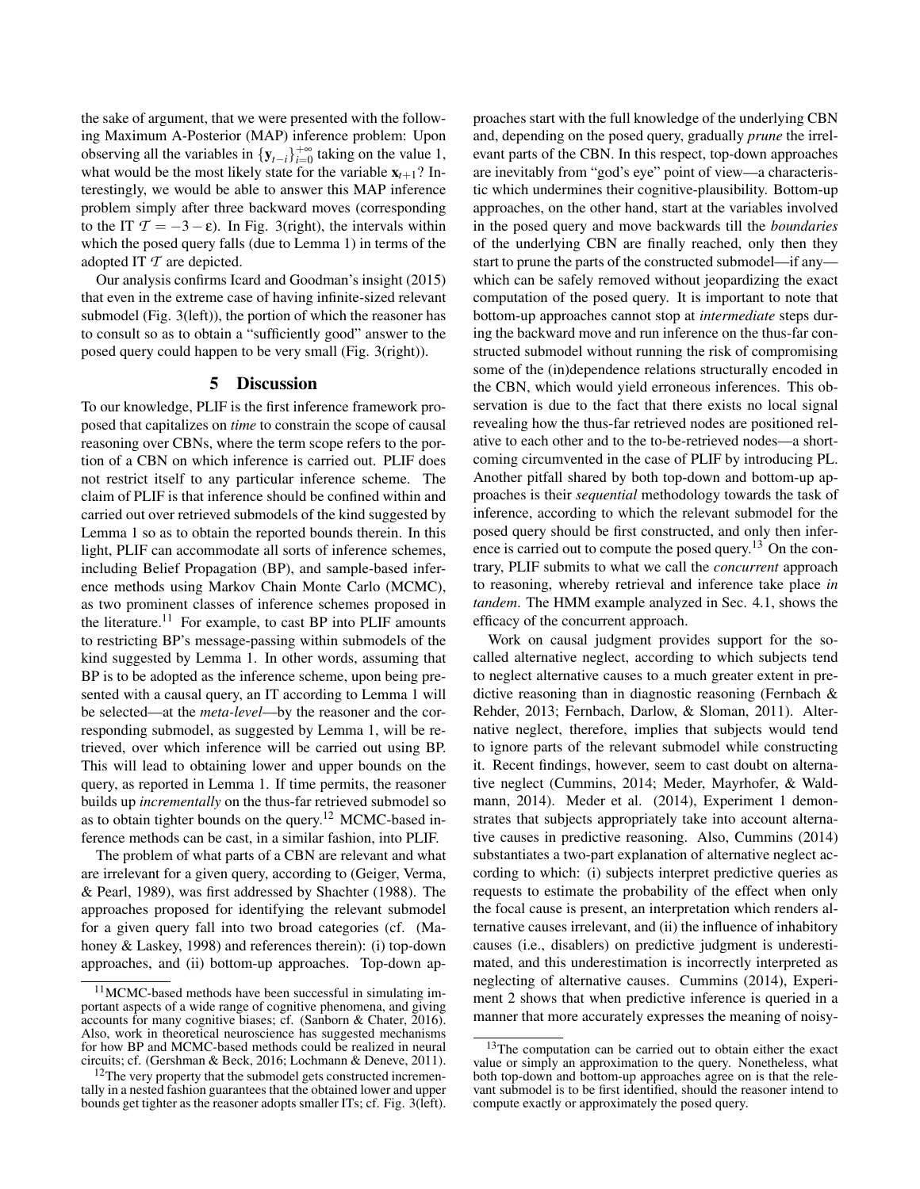the sake of argument, that we were presented with the following Maximum A-Posterior (MAP) inference problem: Upon observing all the variables in $\{\mathbf{y}_{t-i}\}_{i=0}^{+\infty}$ taking on the value 1, what would be the most likely state for the variable $\mathbf{x}_{t+1}$? Interestingly, we would be able to answer this MAP inference problem simply after three backward moves (corresponding to the IT $\mathcal{T} = -3-\varepsilon$). In Fig. 3(right), the intervals within which the posed query falls (due to Lemma 1) in terms of the adopted IT $\mathcal{T}$ are depicted.

Our analysis confirms Icard and Goodman's insight (2015) that even in the extreme case of having infinite-sized relevant submodel (Fig. 3(left)), the portion of which the reasoner has to consult so as to obtain a "sufficiently good" answer to the posed query could happen to be very small (Fig. 3(right)).

## 5 Discussion

To our knowledge, PLIF is the first inference framework proposed that capitalizes on *time* to constrain the scope of causal reasoning over CBNs, where the term scope refers to the portion of a CBN on which inference is carried out. PLIF does not restrict itself to any particular inference scheme. The claim of PLIF is that inference should be confined within and carried out over retrieved submodels of the kind suggested by Lemma 1 so as to obtain the reported bounds therein. In this light, PLIF can accommodate all sorts of inference schemes, including Belief Propagation (BP), and sample-based inference methods using Markov Chain Monte Carlo (MCMC), as two prominent classes of inference schemes proposed in the literature.[11] For example, to cast BP into PLIF amounts to restricting BP's message-passing within submodels of the kind suggested by Lemma 1. In other words, assuming that BP is to be adopted as the inference scheme, upon being presented with a causal query, an IT according to Lemma 1 will be selected—at the *meta-level*—by the reasoner and the corresponding submodel, as suggested by Lemma 1, will be retrieved, over which inference will be carried out using BP. This will lead to obtaining lower and upper bounds on the query, as reported in Lemma 1. If time permits, the reasoner builds up *incrementally* on the thus-far retrieved submodel so as to obtain tighter bounds on the query.[12] MCMC-based inference methods can be cast, in a similar fashion, into PLIF.

The problem of what parts of a CBN are relevant and what are irrelevant for a given query, according to (Geiger, Verma, & Pearl, 1989), was first addressed by Shachter (1988). The approaches proposed for identifying the relevant submodel for a given query fall into two broad categories (cf. (Mahoney & Laskey, 1998) and references therein): (i) top-down approaches, and (ii) bottom-up approaches. Top-down approaches start with the full knowledge of the underlying CBN and, depending on the posed query, gradually *prune* the irrelevant parts of the CBN. In this respect, top-down approaches are inevitably from "god's eye" point of view—a characteristic which undermines their cognitive-plausibility. Bottom-up approaches, on the other hand, start at the variables involved in the posed query and move backwards till the *boundaries* of the underlying CBN are finally reached, only then they start to prune the parts of the constructed submodel—if any—which can be safely removed without jeopardizing the exact computation of the posed query. It is important to note that bottom-up approaches cannot stop at *intermediate* steps during the backward move and run inference on the thus-far constructed submodel without running the risk of compromising some of the (in)dependence relations structurally encoded in the CBN, which would yield erroneous inferences. This observation is due to the fact that there exists no local signal revealing how the thus-far retrieved nodes are positioned relative to each other and to the to-be-retrieved nodes—a shortcoming circumvented in the case of PLIF by introducing PL. Another pitfall shared by both top-down and bottom-up approaches is their *sequential* methodology towards the task of inference, according to which the relevant submodel for the posed query should be first constructed, and only then inference is carried out to compute the posed query.[13] On the contrary, PLIF submits to what we call the *concurrent* approach to reasoning, whereby retrieval and inference take place *in tandem*. The HMM example analyzed in Sec. 4.1, shows the efficacy of the concurrent approach.

Work on causal judgment provides support for the so-called alternative neglect, according to which subjects tend to neglect alternative causes to a much greater extent in predictive reasoning than in diagnostic reasoning (Fernbach & Rehder, 2013; Fernbach, Darlow, & Sloman, 2011). Alternative neglect, therefore, implies that subjects would tend to ignore parts of the relevant submodel while constructing it. Recent findings, however, seem to cast doubt on alternative neglect (Cummins, 2014; Meder, Mayrhofer, & Waldmann, 2014). Meder et al. (2014), Experiment 1 demonstrates that subjects appropriately take into account alternative causes in predictive reasoning. Also, Cummins (2014) substantiates a two-part explanation of alternative neglect according to which: (i) subjects interpret predictive queries as requests to estimate the probability of the effect when only the focal cause is present, an interpretation which renders alternative causes irrelevant, and (ii) the influence of inhabitory causes (i.e., disablers) on predictive judgment is underestimated, and this underestimation is incorrectly interpreted as neglecting of alternative causes. Cummins (2014), Experiment 2 shows that when predictive inference is queried in a manner that more accurately expresses the meaning of noisy-

[11] MCMC-based methods have been successful in simulating important aspects of a wide range of cognitive phenomena, and giving accounts for many cognitive biases; cf. (Sanborn & Chater, 2016). Also, work in theoretical neuroscience has suggested mechanisms for how BP and MCMC-based methods could be realized in neural circuits; cf. (Gershman & Beck, 2016; Lochmann & Deneve, 2011).

[12] The very property that the submodel gets constructed incrementally in a nested fashion guarantees that the obtained lower and upper bounds get tighter as the reasoner adopts smaller ITs; cf. Fig. 3(left).

[13] The computation can be carried out to obtain either the exact value or simply an approximation to the query. Nonetheless, what both top-down and bottom-up approaches agree on is that the relevant submodel is to be first identified, should the reasoner intend to compute exactly or approximately the posed query.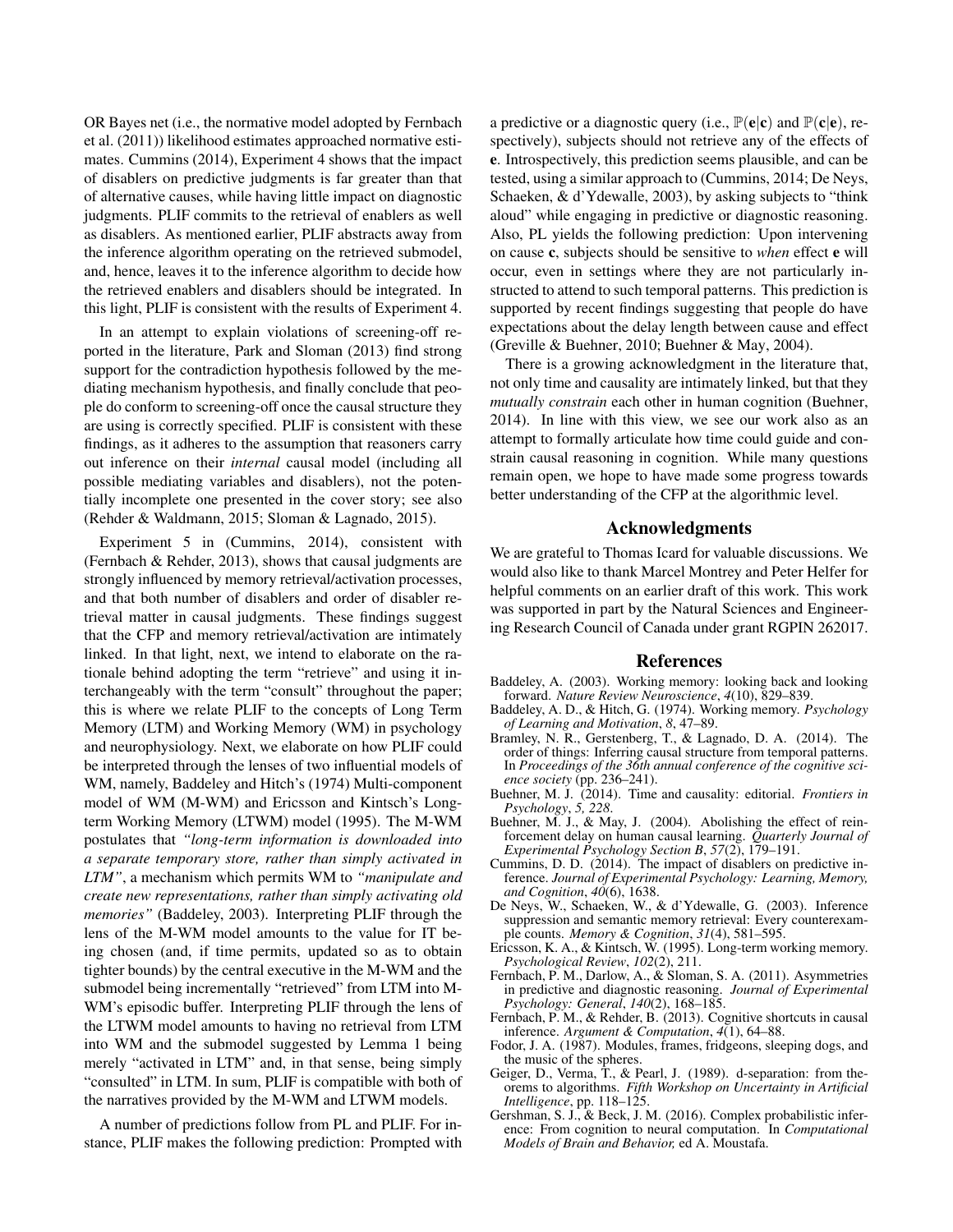OR Bayes net (i.e., the normative model adopted by Fernbach et al. (2011)) likelihood estimates approached normative estimates. Cummins (2014), Experiment 4 shows that the impact of disablers on predictive judgments is far greater than that of alternative causes, while having little impact on diagnostic judgments. PLIF commits to the retrieval of enablers as well as disablers. As mentioned earlier, PLIF abstracts away from the inference algorithm operating on the retrieved submodel, and, hence, leaves it to the inference algorithm to decide how the retrieved enablers and disablers should be integrated. In this light, PLIF is consistent with the results of Experiment 4.

In an attempt to explain violations of screening-off reported in the literature, Park and Sloman (2013) find strong support for the contradiction hypothesis followed by the mediating mechanism hypothesis, and finally conclude that people do conform to screening-off once the causal structure they are using is correctly specified. PLIF is consistent with these findings, as it adheres to the assumption that reasoners carry out inference on their *internal* causal model (including all possible mediating variables and disablers), not the potentially incomplete one presented in the cover story; see also (Rehder & Waldmann, 2015; Sloman & Lagnado, 2015).

Experiment 5 in (Cummins, 2014), consistent with (Fernbach & Rehder, 2013), shows that causal judgments are strongly influenced by memory retrieval/activation processes, and that both number of disablers and order of disabler retrieval matter in causal judgments. These findings suggest that the CFP and memory retrieval/activation are intimately linked. In that light, next, we intend to elaborate on the rationale behind adopting the term "retrieve" and using it interchangeably with the term "consult" throughout the paper; this is where we relate PLIF to the concepts of Long Term Memory (LTM) and Working Memory (WM) in psychology and neurophysiology. Next, we elaborate on how PLIF could be interpreted through the lenses of two influential models of WM, namely, Baddeley and Hitch's (1974) Multi-component model of WM (M-WM) and Ericsson and Kintsch's Long-term Working Memory (LTWM) model (1995). The M-WM postulates that *"long-term information is downloaded into a separate temporary store, rather than simply activated in LTM"*, a mechanism which permits WM to *"manipulate and create new representations, rather than simply activating old memories"* (Baddeley, 2003). Interpreting PLIF through the lens of the M-WM model amounts to the value for IT being chosen (and, if time permits, updated so as to obtain tighter bounds) by the central executive in the M-WM and the submodel being incrementally "retrieved" from LTM into M-WM's episodic buffer. Interpreting PLIF through the lens of the LTWM model amounts to having no retrieval from LTM into WM and the submodel suggested by Lemma 1 being merely "activated in LTM" and, in that sense, being simply "consulted" in LTM. In sum, PLIF is compatible with both of the narratives provided by the M-WM and LTWM models.

A number of predictions follow from PL and PLIF. For instance, PLIF makes the following prediction: Prompted with a predictive or a diagnostic query (i.e., $\mathbb{P}(\mathbf{e}|\mathbf{c})$ and $\mathbb{P}(\mathbf{c}|\mathbf{e})$, respectively), subjects should not retrieve any of the effects of $\mathbf{e}$. Introspectively, this prediction seems plausible, and can be tested, using a similar approach to (Cummins, 2014; De Neys, Schaeken, & d'Ydewalle, 2003), by asking subjects to "think aloud" while engaging in predictive or diagnostic reasoning. Also, PL yields the following prediction: Upon intervening on cause $\mathbf{c}$, subjects should be sensitive to *when* effect $\mathbf{e}$ will occur, even in settings where they are not particularly instructed to attend to such temporal patterns. This prediction is supported by recent findings suggesting that people do have expectations about the delay length between cause and effect (Greville & Buehner, 2010; Buehner & May, 2004).

There is a growing acknowledgment in the literature that, not only time and causality are intimately linked, but that they *mutually constrain* each other in human cognition (Buehner, 2014). In line with this view, we see our work also as an attempt to formally articulate how time could guide and constrain causal reasoning in cognition. While many questions remain open, we hope to have made some progress towards better understanding of the CFP at the algorithmic level.

## Acknowledgments

We are grateful to Thomas Icard for valuable discussions. We would also like to thank Marcel Montrey and Peter Helfer for helpful comments on an earlier draft of this work. This work was supported in part by the Natural Sciences and Engineering Research Council of Canada under grant RGPIN 262017.

## References

Baddeley, A. (2003). Working memory: looking back and looking forward. *Nature Review Neuroscience*, *4*(10), 829–839.

Baddeley, A. D., & Hitch, G. (1974). Working memory. *Psychology of Learning and Motivation*, *8*, 47–89.

Bramley, N. R., Gerstenberg, T., & Lagnado, D. A. (2014). The order of things: Inferring causal structure from temporal patterns. In *Proceedings of the 36th annual conference of the cognitive science society* (pp. 236–241).

Buehner, M. J. (2014). Time and causality: editorial. *Frontiers in Psychology*, *5, 228*.

Buehner, M. J., & May, J. (2004). Abolishing the effect of reinforcement delay on human causal learning. *Quarterly Journal of Experimental Psychology Section B*, *57*(2), 179–191.

Cummins, D. D. (2014). The impact of disablers on predictive inference. *Journal of Experimental Psychology: Learning, Memory, and Cognition*, *40*(6), 1638.

De Neys, W., Schaeken, W., & d'Ydewalle, G. (2003). Inference suppression and semantic memory retrieval: Every counterexample counts. *Memory & Cognition*, *31*(4), 581–595.

Ericsson, K. A., & Kintsch, W. (1995). Long-term working memory. *Psychological Review*, *102*(2), 211.

Fernbach, P. M., Darlow, A., & Sloman, S. A. (2011). Asymmetries in predictive and diagnostic reasoning. *Journal of Experimental Psychology: General*, *140*(2), 168–185.

Fernbach, P. M., & Rehder, B. (2013). Cognitive shortcuts in causal inference. *Argument & Computation*, *4*(1), 64–88.

Fodor, J. A. (1987). Modules, frames, fridgeons, sleeping dogs, and the music of the spheres.

Geiger, D., Verma, T., & Pearl, J. (1989). d-separation: from theorems to algorithms. *Fifth Workshop on Uncertainty in Artificial Intelligence*, pp. 118–125.

Gershman, S. J., & Beck, J. M. (2016). Complex probabilistic inference: From cognition to neural computation. In *Computational Models of Brain and Behavior,* ed A. Moustafa.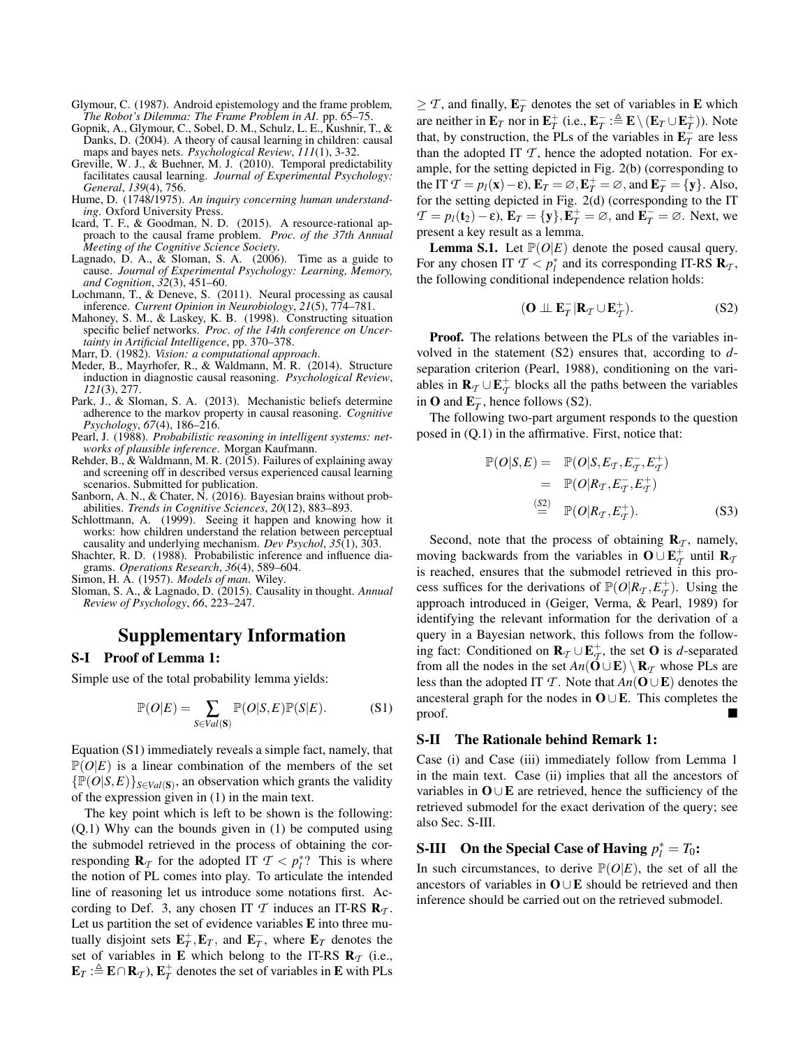Glymour, C. (1987). Android epistemology and the frame problem. *The Robot's Dilemma: The Frame Problem in AI*. pp. 65–75.

Gopnik, A., Glymour, C., Sobel, D. M., Schulz, L. E., Kushnir, T., & Danks, D. (2004). A theory of causal learning in children: causal maps and bayes nets. *Psychological Review*, *111*(1), 3-32.

Greville, W. J., & Buehner, M. J. (2010). Temporal predictability facilitates causal learning. *Journal of Experimental Psychology: General*, *139*(4), 756.

Hume, D. (1748/1975). *An inquiry concerning human understanding*. Oxford University Press.

Icard, T. F., & Goodman, N. D. (2015). A resource-rational approach to the causal frame problem. *Proc. of the 37th Annual Meeting of the Cognitive Science Society*.

Lagnado, D. A., & Sloman, S. A. (2006). Time as a guide to cause. *Journal of Experimental Psychology: Learning, Memory, and Cognition*, *32*(3), 451–60.

Lochmann, T., & Deneve, S. (2011). Neural processing as causal inference. *Current Opinion in Neurobiology*, *21*(5), 774–781.

Mahoney, S. M., & Laskey, K. B. (1998). Constructing situation specific belief networks. *Proc. of the 14th conference on Uncertainty in Artificial Intelligence*, pp. 370–378.

Marr, D. (1982). *Vision: a computational approach*.

Meder, B., Mayrhofer, R., & Waldmann, M. R. (2014). Structure induction in diagnostic causal reasoning. *Psychological Review*, *121*(3), 277.

Park, J., & Sloman, S. A. (2013). Mechanistic beliefs determine adherence to the markov property in causal reasoning. *Cognitive Psychology*, *67*(4), 186–216.

Pearl, J. (1988). *Probabilistic reasoning in intelligent systems: networks of plausible inference*. Morgan Kaufmann.

Rehder, B., & Waldmann, M. R. (2015). Failures of explaining away and screening off in described versus experienced causal learning scenarios. Submitted for publication.

Sanborn, A. N., & Chater, N. (2016). Bayesian brains without probabilities. *Trends in Cognitive Sciences*, *20*(12), 883–893.

Schlottmann, A. (1999). Seeing it happen and knowing how it works: how children understand the relation between perceptual causality and underlying mechanism. *Dev Psychol*, *35*(1), 303.

Shachter, R. D. (1988). Probabilistic inference and influence diagrams. *Operations Research*, *36*(4), 589–604.

Simon, H. A. (1957). *Models of man*. Wiley.

Sloman, S. A., & Lagnado, D. (2015). Causality in thought. *Annual Review of Psychology*, *66*, 223–247.

# Supplementary Information

## S-I Proof of Lemma 1:

Simple use of the total probability lemma yields:

$$\mathbb{P}(O|E) = \sum_{S \in Val(\mathbf{S})} \mathbb{P}(O|S,E)\mathbb{P}(S|E). \tag{S1}$$

Equation (S1) immediately reveals a simple fact, namely, that $\mathbb{P}(O|E)$ is a linear combination of the members of the set $\{\mathbb{P}(O|S,E)\}_{S \in Val(\mathbf{S})}$, an observation which grants the validity of the expression given in (1) in the main text.

The key point which is left to be shown is the following: (Q.1) Why can the bounds given in (1) be computed using the submodel retrieved in the process of obtaining the corresponding $\mathbf{R}_{\mathcal{T}}$ for the adopted IT $\mathcal{T} < p_l^*$? This is where the notion of PL comes into play. To articulate the intended line of reasoning let us introduce some notations first. According to Def. 3, any chosen IT $\mathcal{T}$ induces an IT-RS $\mathbf{R}_{\mathcal{T}}$. Let us partition the set of evidence variables $\mathbf{E}$ into three mutually disjoint sets $\mathbf{E}_{\mathcal{T}}^{+}, \mathbf{E}_{\mathcal{T}}$, and $\mathbf{E}_{\mathcal{T}}^{-}$, where $\mathbf{E}_{\mathcal{T}}$ denotes the set of variables in $\mathbf{E}$ which belong to the IT-RS $\mathbf{R}_{\mathcal{T}}$ (i.e., $\mathbf{E}_{\mathcal{T}} :\triangleq \mathbf{E} \cap \mathbf{R}_{\mathcal{T}}$), $\mathbf{E}_{\mathcal{T}}^{+}$ denotes the set of variables in $\mathbf{E}$ with PLs $\geq \mathcal{T}$, and finally, $\mathbf{E}_{\mathcal{T}}^{-}$ denotes the set of variables in $\mathbf{E}$ which are neither in $\mathbf{E}_{\mathcal{T}}$ nor in $\mathbf{E}_{\mathcal{T}}^{+}$ (i.e., $\mathbf{E}_{\mathcal{T}}^{-} :\triangleq \mathbf{E} \setminus (\mathbf{E}_{\mathcal{T}} \cup \mathbf{E}_{\mathcal{T}}^{+})$). Note that, by construction, the PLs of the variables in $\mathbf{E}_{\mathcal{T}}^{-}$ are less than the adopted IT $\mathcal{T}$, hence the adopted notation. For example, for the setting depicted in Fig. 2(b) (corresponding to the IT $\mathcal{T} = p_l(\mathbf{x}) - \varepsilon$), $\mathbf{E}_{\mathcal{T}} = \varnothing, \mathbf{E}_{\mathcal{T}}^{+} = \varnothing$, and $\mathbf{E}_{\mathcal{T}}^{-} = \{\mathbf{y}\}$. Also, for the setting depicted in Fig. 2(d) (corresponding to the IT $\mathcal{T} = p_l(\mathbf{t}_2) - \varepsilon$), $\mathbf{E}_{\mathcal{T}} = \{\mathbf{y}\}, \mathbf{E}_{\mathcal{T}}^{+} = \varnothing$, and $\mathbf{E}_{\mathcal{T}}^{-} = \varnothing$. Next, we present a key result as a lemma.

**Lemma S.1.** Let $\mathbb{P}(O|E)$ denote the posed causal query. For any chosen IT $\mathcal{T} < p_l^*$ and its corresponding IT-RS $\mathbf{R}_{\mathcal{T}}$, the following conditional independence relation holds:

$$(\mathbf{O} \perp\!\!\!\perp \mathbf{E}_{\mathcal{T}}^{-} | \mathbf{R}_{\mathcal{T}} \cup \mathbf{E}_{\mathcal{T}}^{+}). \tag{S2}$$

**Proof.** The relations between the PLs of the variables involved in the statement (S2) ensures that, according to $d$-separation criterion (Pearl, 1988), conditioning on the variables in $\mathbf{R}_{\mathcal{T}} \cup \mathbf{E}_{\mathcal{T}}^{+}$ blocks all the paths between the variables in $\mathbf{O}$ and $\mathbf{E}_{\mathcal{T}}^{-}$, hence follows (S2).

The following two-part argument responds to the question posed in (Q.1) in the affirmative. First, notice that:

$$\begin{aligned} \mathbb{P}(O|S,E) = &\quad \mathbb{P}(O|S, E_{\mathcal{T}}, E_{\mathcal{T}}^{-}, E_{\mathcal{T}}^{+}) \\ = &\quad \mathbb{P}(O|R_{\mathcal{T}}, E_{\mathcal{T}}^{-}, E_{\mathcal{T}}^{+}) \\ \overset{(S2)}{=} &\quad \mathbb{P}(O|R_{\mathcal{T}}, E_{\mathcal{T}}^{+}). \end{aligned} \tag{S3}$$

Second, note that the process of obtaining $\mathbf{R}_{\mathcal{T}}$, namely, moving backwards from the variables in $\mathbf{O} \cup \mathbf{E}_{\mathcal{T}}^{+}$ until $\mathbf{R}_{\mathcal{T}}$ is reached, ensures that the submodel retrieved in this process suffices for the derivations of $\mathbb{P}(O|R_{\mathcal{T}}, E_{\mathcal{T}}^{+})$. Using the approach introduced in (Geiger, Verma, & Pearl, 1989) for identifying the relevant information for the derivation of a query in a Bayesian network, this follows from the following fact: Conditioned on $\mathbf{R}_{\mathcal{T}} \cup \mathbf{E}_{\mathcal{T}}^{+}$, the set $\mathbf{O}$ is $d$-separated from all the nodes in the set $An(\mathbf{O} \cup \mathbf{E}) \setminus \mathbf{R}_{\mathcal{T}}$ whose PLs are less than the adopted IT $\mathcal{T}$. Note that $An(\mathbf{O} \cup \mathbf{E})$ denotes the ancesteral graph for the nodes in $\mathbf{O} \cup \mathbf{E}$. This completes the proof. ■

## S-II The Rationale behind Remark 1:

Case (i) and Case (iii) immediately follow from Lemma 1 in the main text. Case (ii) implies that all the ancestors of variables in $\mathbf{O} \cup \mathbf{E}$ are retrieved, hence the sufficiency of the retrieved submodel for the exact derivation of the query; see also Sec. S-III.

## S-III On the Special Case of Having $p_l^* = T_0$:

In such circumstances, to derive $\mathbb{P}(O|E)$, the set of all the ancestors of variables in $\mathbf{O} \cup \mathbf{E}$ should be retrieved and then inference should be carried out on the retrieved submodel.